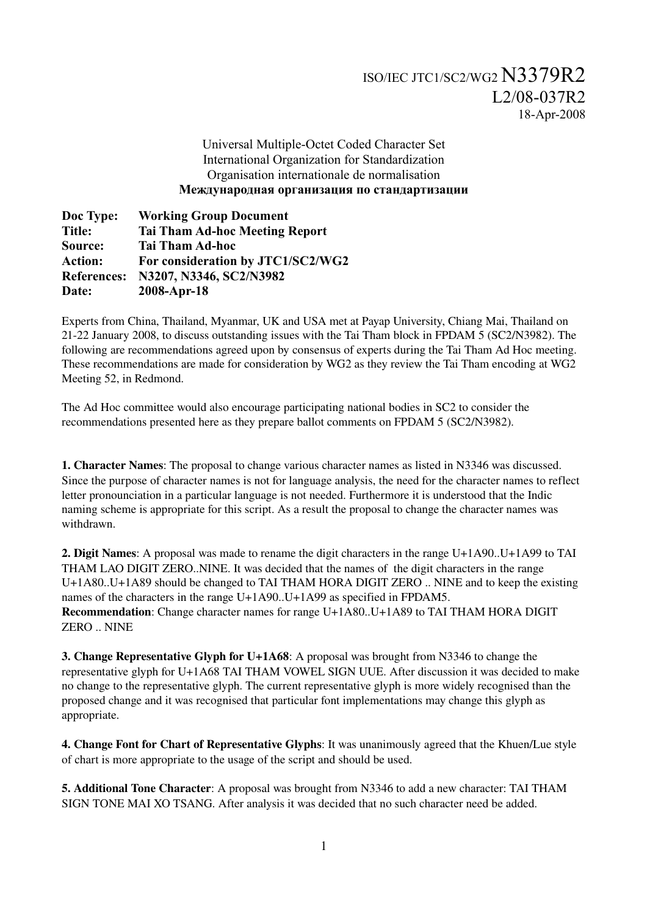ISO/IEC JTC1/SC2/WG2 N3379R2
L2/08-037R2
18-Apr-2008

Universal Multiple-Octet Coded Character Set
International Organization for Standardization
Organisation internationale de normalisation
**Международная организация по стандартизации**

**Doc Type:** **Working Group Document**
**Title:** **Tai Tham Ad-hoc Meeting Report**
**Source:** **Tai Tham Ad-hoc**
**Action:** **For consideration by JTC1/SC2/WG2**
**References:** **N3207, N3346, SC2/N3982**
**Date:** **2008-Apr-18**

Experts from China, Thailand, Myanmar, UK and USA met at Payap University, Chiang Mai, Thailand on 21-22 January 2008, to discuss outstanding issues with the Tai Tham block in FPDAM 5 (SC2/N3982). The following are recommendations agreed upon by consensus of experts during the Tai Tham Ad Hoc meeting. These recommendations are made for consideration by WG2 as they review the Tai Tham encoding at WG2 Meeting 52, in Redmond.

The Ad Hoc committee would also encourage participating national bodies in SC2 to consider the recommendations presented here as they prepare ballot comments on FPDAM 5 (SC2/N3982).

**1. Character Names**: The proposal to change various character names as listed in N3346 was discussed. Since the purpose of character names is not for language analysis, the need for the character names to reflect letter pronounciation in a particular language is not needed. Furthermore it is understood that the Indic naming scheme is appropriate for this script. As a result the proposal to change the character names was withdrawn.

**2. Digit Names**: A proposal was made to rename the digit characters in the range U+1A90..U+1A99 to TAI THAM LAO DIGIT ZERO..NINE. It was decided that the names of the digit characters in the range U+1A80..U+1A89 should be changed to TAI THAM HORA DIGIT ZERO .. NINE and to keep the existing names of the characters in the range U+1A90..U+1A99 as specified in FPDAM5.
**Recommendation**: Change character names for range U+1A80..U+1A89 to TAI THAM HORA DIGIT ZERO .. NINE

**3. Change Representative Glyph for U+1A68**: A proposal was brought from N3346 to change the representative glyph for U+1A68 TAI THAM VOWEL SIGN UUE. After discussion it was decided to make no change to the representative glyph. The current representative glyph is more widely recognised than the proposed change and it was recognised that particular font implementations may change this glyph as appropriate.

**4. Change Font for Chart of Representative Glyphs**: It was unanimously agreed that the Khuen/Lue style of chart is more appropriate to the usage of the script and should be used.

**5. Additional Tone Character**: A proposal was brought from N3346 to add a new character: TAI THAM SIGN TONE MAI XO TSANG. After analysis it was decided that no such character need be added.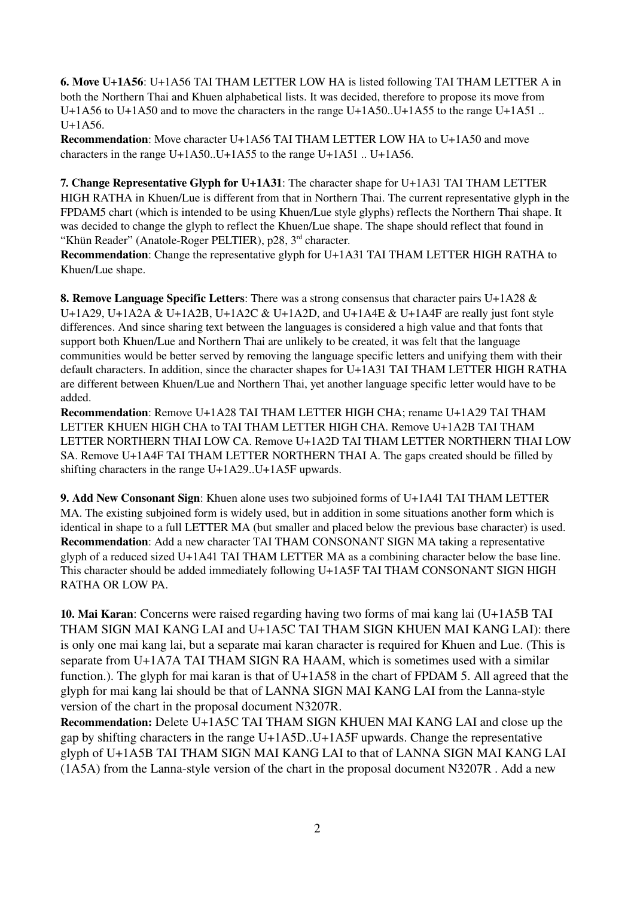**6. Move U+1A56**: U+1A56 TAI THAM LETTER LOW HA is listed following TAI THAM LETTER A in both the Northern Thai and Khuen alphabetical lists. It was decided, therefore to propose its move from U+1A56 to U+1A50 and to move the characters in the range U+1A50..U+1A55 to the range U+1A51 .. U+1A56.

**Recommendation**: Move character U+1A56 TAI THAM LETTER LOW HA to U+1A50 and move characters in the range U+1A50..U+1A55 to the range U+1A51 .. U+1A56.

**7. Change Representative Glyph for U+1A31**: The character shape for U+1A31 TAI THAM LETTER HIGH RATHA in Khuen/Lue is different from that in Northern Thai. The current representative glyph in the FPDAM5 chart (which is intended to be using Khuen/Lue style glyphs) reflects the Northern Thai shape. It was decided to change the glyph to reflect the Khuen/Lue shape. The shape should reflect that found in "Khün Reader" (Anatole-Roger PELTIER), p28, 3rd character.

**Recommendation**: Change the representative glyph for U+1A31 TAI THAM LETTER HIGH RATHA to Khuen/Lue shape.

**8. Remove Language Specific Letters**: There was a strong consensus that character pairs U+1A28 & U+1A29, U+1A2A & U+1A2B, U+1A2C & U+1A2D, and U+1A4E & U+1A4F are really just font style differences. And since sharing text between the languages is considered a high value and that fonts that support both Khuen/Lue and Northern Thai are unlikely to be created, it was felt that the language communities would be better served by removing the language specific letters and unifying them with their default characters. In addition, since the character shapes for U+1A31 TAI THAM LETTER HIGH RATHA are different between Khuen/Lue and Northern Thai, yet another language specific letter would have to be added.

**Recommendation**: Remove U+1A28 TAI THAM LETTER HIGH CHA; rename U+1A29 TAI THAM LETTER KHUEN HIGH CHA to TAI THAM LETTER HIGH CHA. Remove U+1A2B TAI THAM LETTER NORTHERN THAI LOW CA. Remove U+1A2D TAI THAM LETTER NORTHERN THAI LOW SA. Remove U+1A4F TAI THAM LETTER NORTHERN THAI A. The gaps created should be filled by shifting characters in the range U+1A29..U+1A5F upwards.

**9. Add New Consonant Sign**: Khuen alone uses two subjoined forms of U+1A41 TAI THAM LETTER MA. The existing subjoined form is widely used, but in addition in some situations another form which is identical in shape to a full LETTER MA (but smaller and placed below the previous base character) is used.

**Recommendation**: Add a new character TAI THAM CONSONANT SIGN MA taking a representative glyph of a reduced sized U+1A41 TAI THAM LETTER MA as a combining character below the base line. This character should be added immediately following U+1A5F TAI THAM CONSONANT SIGN HIGH RATHA OR LOW PA.

**10. Mai Karan**: Concerns were raised regarding having two forms of mai kang lai (U+1A5B TAI THAM SIGN MAI KANG LAI and U+1A5C TAI THAM SIGN KHUEN MAI KANG LAI): there is only one mai kang lai, but a separate mai karan character is required for Khuen and Lue. (This is separate from U+1A7A TAI THAM SIGN RA HAAM, which is sometimes used with a similar function.). The glyph for mai karan is that of U+1A58 in the chart of FPDAM 5. All agreed that the glyph for mai kang lai should be that of LANNA SIGN MAI KANG LAI from the Lanna-style version of the chart in the proposal document N3207R.

**Recommendation:** Delete U+1A5C TAI THAM SIGN KHUEN MAI KANG LAI and close up the gap by shifting characters in the range U+1A5D..U+1A5F upwards. Change the representative glyph of U+1A5B TAI THAM SIGN MAI KANG LAI to that of LANNA SIGN MAI KANG LAI (1A5A) from the Lanna-style version of the chart in the proposal document N3207R . Add a new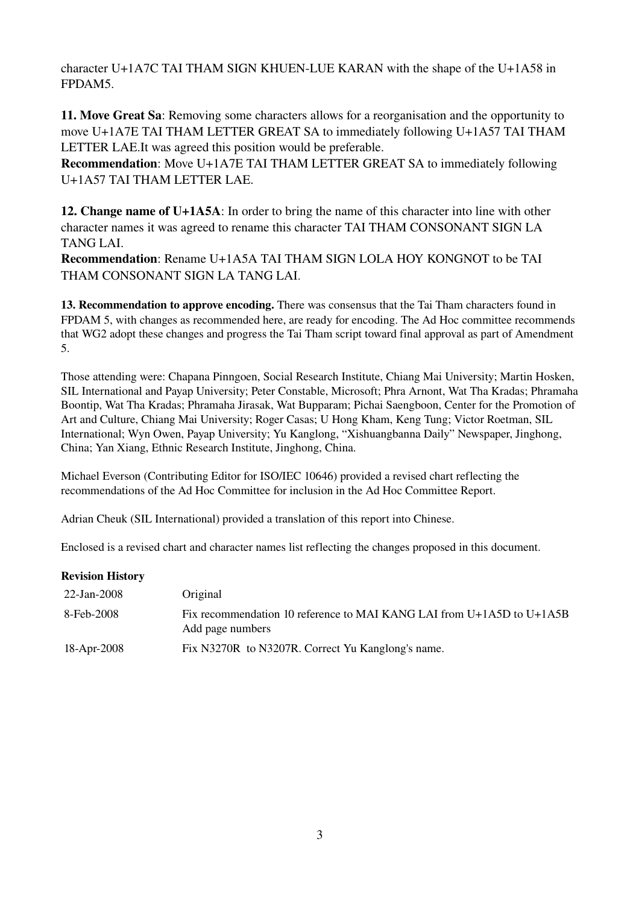character U+1A7C TAI THAM SIGN KHUEN-LUE KARAN with the shape of the U+1A58 in FPDAM5.

**11. Move Great Sa**: Removing some characters allows for a reorganisation and the opportunity to move U+1A7E TAI THAM LETTER GREAT SA to immediately following U+1A57 TAI THAM LETTER LAE.It was agreed this position would be preferable.

**Recommendation**: Move U+1A7E TAI THAM LETTER GREAT SA to immediately following U+1A57 TAI THAM LETTER LAE.

**12. Change name of U+1A5A**: In order to bring the name of this character into line with other character names it was agreed to rename this character TAI THAM CONSONANT SIGN LA TANG LAI.

**Recommendation**: Rename U+1A5A TAI THAM SIGN LOLA HOY KONGNOT to be TAI THAM CONSONANT SIGN LA TANG LAI.

**13. Recommendation to approve encoding.** There was consensus that the Tai Tham characters found in FPDAM 5, with changes as recommended here, are ready for encoding. The Ad Hoc committee recommends that WG2 adopt these changes and progress the Tai Tham script toward final approval as part of Amendment 5.

Those attending were: Chapana Pinngoen, Social Research Institute, Chiang Mai University; Martin Hosken, SIL International and Payap University; Peter Constable, Microsoft; Phra Arnont, Wat Tha Kradas; Phramaha Boontip, Wat Tha Kradas; Phramaha Jirasak, Wat Bupparam; Pichai Saengboon, Center for the Promotion of Art and Culture, Chiang Mai University; Roger Casas; U Hong Kham, Keng Tung; Victor Roetman, SIL International; Wyn Owen, Payap University; Yu Kanglong, “Xishuangbanna Daily” Newspaper, Jinghong, China; Yan Xiang, Ethnic Research Institute, Jinghong, China.

Michael Everson (Contributing Editor for ISO/IEC 10646) provided a revised chart reflecting the recommendations of the Ad Hoc Committee for inclusion in the Ad Hoc Committee Report.

Adrian Cheuk (SIL International) provided a translation of this report into Chinese.

Enclosed is a revised chart and character names list reflecting the changes proposed in this document.

**Revision History**

| | |
|---|---|
| 22-Jan-2008 | Original |
| 8-Feb-2008 | Fix recommendation 10 reference to MAI KANG LAI from U+1A5D to U+1A5B<br>Add page numbers |
| 18-Apr-2008 | Fix N3270R to N3207R. Correct Yu Kanglong's name. |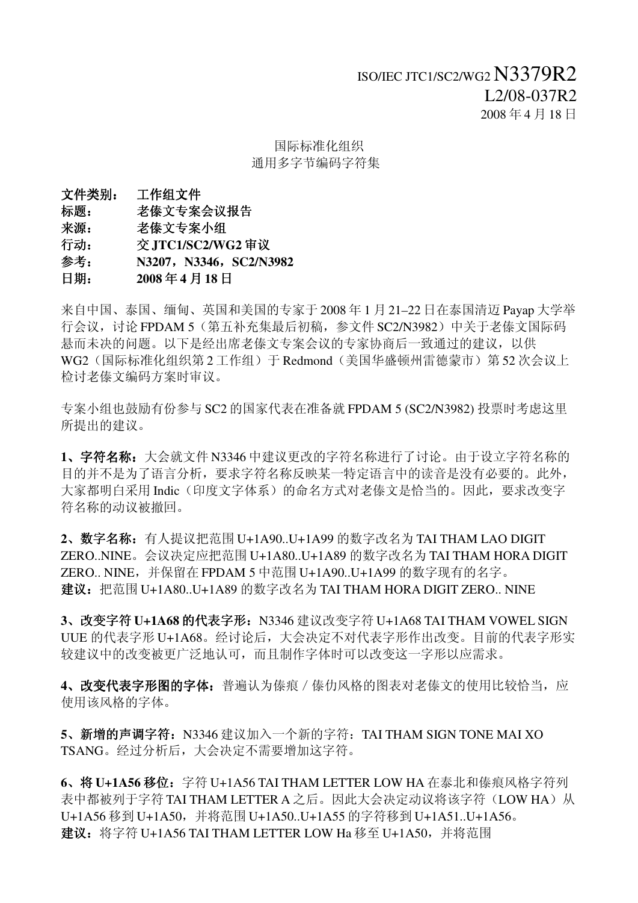ISO/IEC JTC1/SC2/WG2 N3379R2
L2/08-037R2
2008 年 4 月 18 日

国际标准化组织
通用多字节编码字符集

**文件类别：** **工作组文件**
**标题：** **老傣文专案会议报告**
**来源：** **老傣文专案小组**
**行动：** **交 JTC1/SC2/WG2 审议**
**参考：** **N3207，N3346，SC2/N3982**
**日期：** **2008 年 4 月 18 日**

来自中国、泰国、缅甸、英国和美国的专家于 2008 年 1 月 21–22 日在泰国清迈 Payap 大学举行会议，讨论 FPDAM 5（第五补充集最后初稿，参文件 SC2/N3982）中关于老傣文国际码悬而未决的问题。以下是经出席老傣文专案会议的专家协商后一致通过的建议，以供 WG2（国际标准化组织第 2 工作组）于 Redmond（美国华盛顿州雷德蒙市）第 52 次会议上检讨老傣文编码方案时审议。

专案小组也鼓励有份参与 SC2 的国家代表在准备就 FPDAM 5 (SC2/N3982) 投票时考虑这里所提出的建议。

**1、字符名称：**大会就文件 N3346 中建议更改的字符名称进行了讨论。由于设立字符名称的目的并不是为了语言分析，要求字符名称反映某一特定语言中的读音是没有必要的。此外，大家都明白采用 Indic（印度文字体系）的命名方式对老傣文是恰当的。因此，要求改变字符名称的动议被撤回。

**2、数字名称：**有人提议把范围 U+1A90..U+1A99 的数字改名为 TAI THAM LAO DIGIT ZERO..NINE。会议决定应把范围 U+1A80..U+1A89 的数字改名为 TAI THAM HORA DIGIT ZERO.. NINE，并保留在 FPDAM 5 中范围 U+1A90..U+1A99 的数字现有的名字。
**建议：**把范围 U+1A80..U+1A89 的数字改名为 TAI THAM HORA DIGIT ZERO.. NINE

**3、改变字符 U+1A68 的代表字形：**N3346 建议改变字符 U+1A68 TAI THAM VOWEL SIGN UUE 的代表字形 U+1A68。经讨论后，大会决定不对代表字形作出改变。目前的代表字形实较建议中的改变被更广泛地认可，而且制作字体时可以改变这一字形以应需求。

**4、改变代表字形图的字体：**普遍认为傣痕 / 傣仂风格的图表对老傣文的使用比较恰当，应使用该风格的字体。

**5、新增的声调字符：**N3346 建议加入一个新的字符：TAI THAM SIGN TONE MAI XO TSANG。经过分析后，大会决定不需要增加这字符。

**6、将 U+1A56 移位：**字符 U+1A56 TAI THAM LETTER LOW HA 在泰北和傣痕风格字符列表中都被列于字符 TAI THAM LETTER A 之后。因此大会决定动议将该字符（LOW HA）从 U+1A56 移到 U+1A50，并将范围 U+1A50..U+1A55 的字符移到 U+1A51..U+1A56。
**建议：**将字符 U+1A56 TAI THAM LETTER LOW Ha 移至 U+1A50，并将范围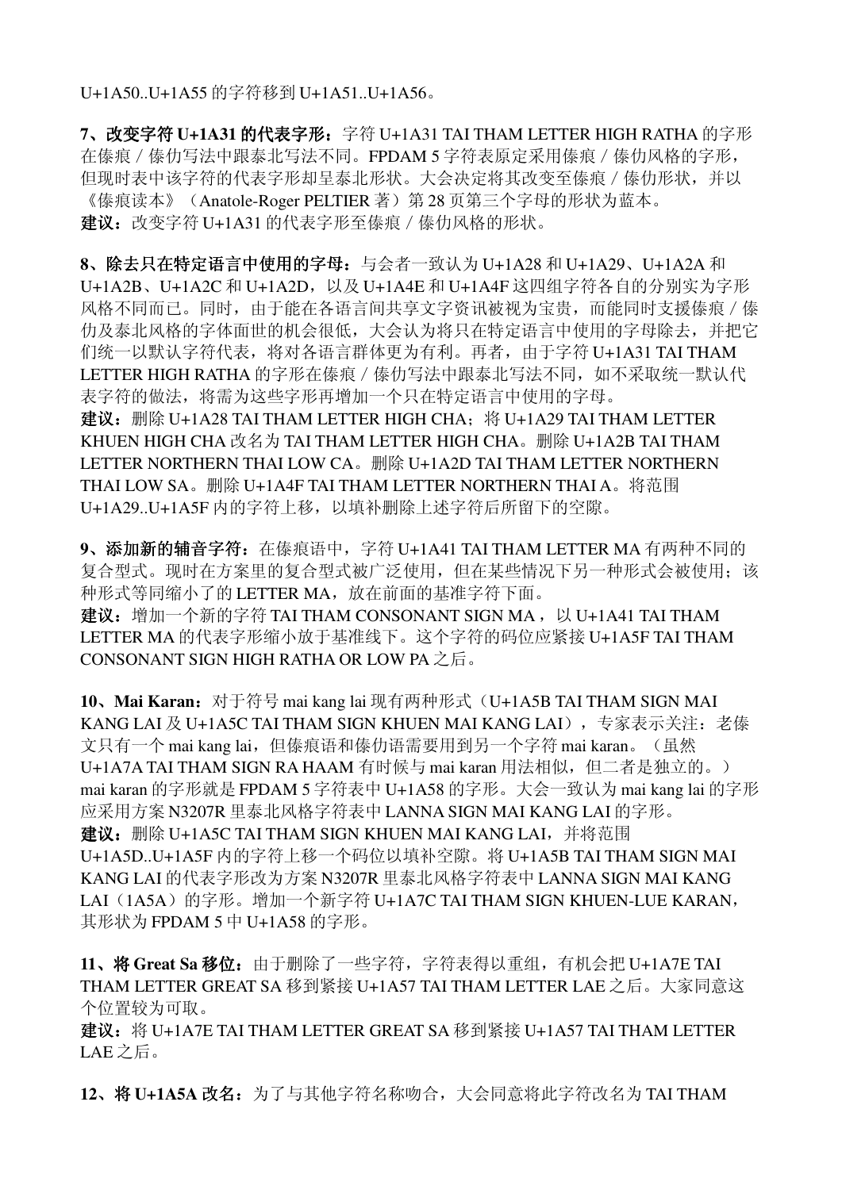U+1A50..U+1A55 的字符移到 U+1A51..U+1A56。

**7、改变字符 U+1A31 的代表字形：**字符 U+1A31 TAI THAM LETTER HIGH RATHA 的字形在傣痕 / 傣仂写法中跟泰北写法不同。FPDAM 5 字符表原定采用傣痕 / 傣仂风格的字形，但现时表中该字符的代表字形却呈泰北形状。大会决定将其改变至傣痕 / 傣仂形状，并以《傣痕读本》（Anatole-Roger PELTIER 著）第 28 页第三个字母的形状为蓝本。
**建议：**改变字符 U+1A31 的代表字形至傣痕 / 傣仂风格的形状。

**8、除去只在特定语言中使用的字母：**与会者一致认为 U+1A28 和 U+1A29、U+1A2A 和 U+1A2B、U+1A2C 和 U+1A2D，以及 U+1A4E 和 U+1A4F 这四组字符各自的分别实为字形风格不同而已。同时，由于能在各语言间共享文字资讯被视为宝贵，而能同时支援傣痕 / 傣仂及泰北风格的字体面世的机会很低，大会认为将只在特定语言中使用的字母除去，并把它们统一以默认字符代表，将对各语言群体更为有利。再者，由于字符 U+1A31 TAI THAM LETTER HIGH RATHA 的字形在傣痕 / 傣仂写法中跟泰北写法不同，如不采取统一默认代表字符的做法，将需为这些字形再增加一个只在特定语言中使用的字母。
**建议：**删除 U+1A28 TAI THAM LETTER HIGH CHA；将 U+1A29 TAI THAM LETTER KHUEN HIGH CHA 改名为 TAI THAM LETTER HIGH CHA。删除 U+1A2B TAI THAM LETTER NORTHERN THAI LOW CA。删除 U+1A2D TAI THAM LETTER NORTHERN THAI LOW SA。删除 U+1A4F TAI THAM LETTER NORTHERN THAI A。将范围 U+1A29..U+1A5F 内的字符上移，以填补删除上述字符后所留下的空隙。

**9、添加新的辅音字符：**在傣痕语中，字符 U+1A41 TAI THAM LETTER MA 有两种不同的复合型式。现时在方案里的复合型式被广泛使用，但在某些情况下另一种形式会被使用；该种形式等同缩小了的 LETTER MA，放在前面的基准字符下面。
**建议：**增加一个新的字符 TAI THAM CONSONANT SIGN MA，以 U+1A41 TAI THAM LETTER MA 的代表字形缩小放于基准线下。这个字符的码位应紧接 U+1A5F TAI THAM CONSONANT SIGN HIGH RATHA OR LOW PA 之后。

**10、Mai Karan：**对于符号 mai kang lai 现有两种形式（U+1A5B TAI THAM SIGN MAI KANG LAI 及 U+1A5C TAI THAM SIGN KHUEN MAI KANG LAI），专家表示关注：老傣文只有一个 mai kang lai，但傣痕语和傣仂语需要用到另一个字符 mai karan。（虽然 U+1A7A TAI THAM SIGN RA HAAM 有时候与 mai karan 用法相似，但二者是独立的。）mai karan 的字形就是 FPDAM 5 字符表中 U+1A58 的字形。大会一致认为 mai kang lai 的字形应采用方案 N3207R 里泰北风格字符表中 LANNA SIGN MAI KANG LAI 的字形。
**建议：**删除 U+1A5C TAI THAM SIGN KHUEN MAI KANG LAI，并将范围 U+1A5D..U+1A5F 内的字符上移一个码位以填补空隙。将 U+1A5B TAI THAM SIGN MAI KANG LAI 的代表字形改为方案 N3207R 里泰北风格字符表中 LANNA SIGN MAI KANG LAI（1A5A）的字形。增加一个新字符 U+1A7C TAI THAM SIGN KHUEN-LUE KARAN，其形状为 FPDAM 5 中 U+1A58 的字形。

**11、将 Great Sa 移位：**由于删除了一些字符，字符表得以重组，有机会把 U+1A7E TAI THAM LETTER GREAT SA 移到紧接 U+1A57 TAI THAM LETTER LAE 之后。大家同意这个位置较为可取。
**建议：**将 U+1A7E TAI THAM LETTER GREAT SA 移到紧接 U+1A57 TAI THAM LETTER LAE 之后。

**12、将 U+1A5A 改名：**为了与其他字符名称吻合，大会同意将此字符改名为 TAI THAM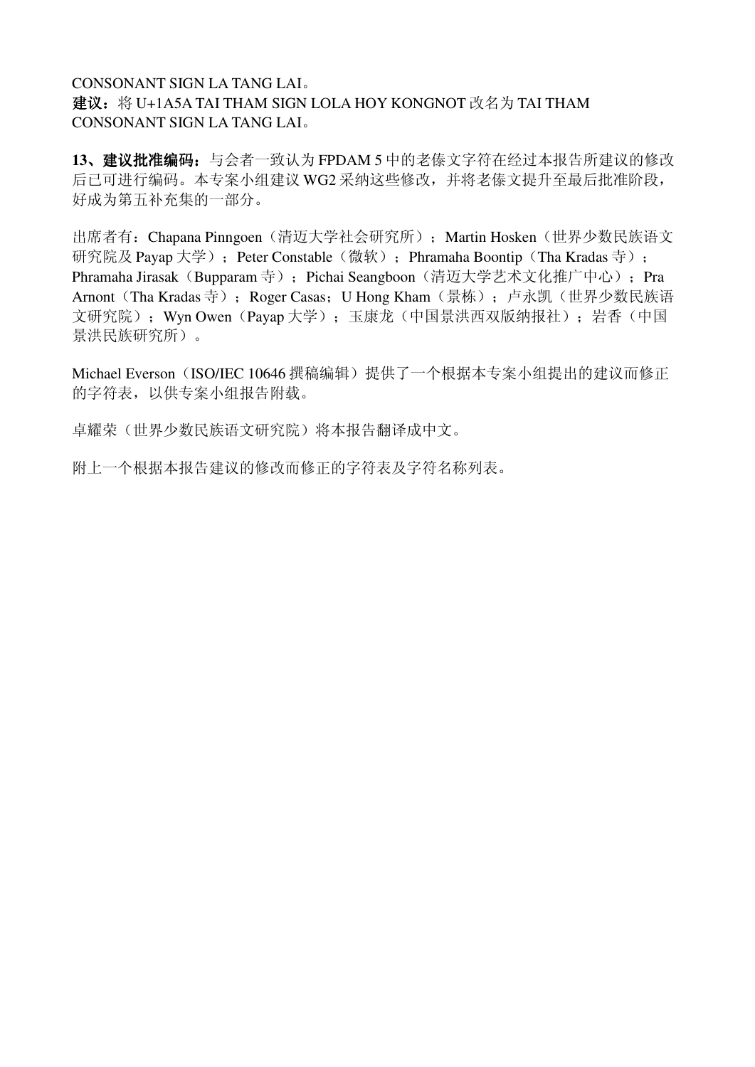CONSONANT SIGN LA TANG LAI。
**建议：**将 U+1A5A TAI THAM SIGN LOLA HOY KONGNOT 改名为 TAI THAM CONSONANT SIGN LA TANG LAI。

**13、建议批准编码：**与会者一致认为 FPDAM 5 中的老傣文字符在经过本报告所建议的修改后已可进行编码。本专案小组建议 WG2 采纳这些修改，并将老傣文提升至最后批准阶段，好成为第五补充集的一部分。

出席者有：Chapana Pinngoen（清迈大学社会研究所）；Martin Hosken（世界少数民族语文研究院及 Payap 大学）；Peter Constable（微软）；Phramaha Boontip（Tha Kradas 寺）；Phramaha Jirasak（Bupparam 寺）；Pichai Seangboon（清迈大学艺术文化推广中心）；Pra Arnont（Tha Kradas 寺）；Roger Casas；U Hong Kham（景栋）；卢永凯（世界少数民族语文研究院）；Wyn Owen（Payap 大学）；玉康龙（中国景洪西双版纳报社）；岩香（中国景洪民族研究所）。

Michael Everson（ISO/IEC 10646 撰稿编辑）提供了一个根据本专案小组提出的建议而修正的字符表，以供专案小组报告附载。

卓耀荣（世界少数民族语文研究院）将本报告翻译成中文。

附上一个根据本报告建议的修改而修正的字符表及字符名称列表。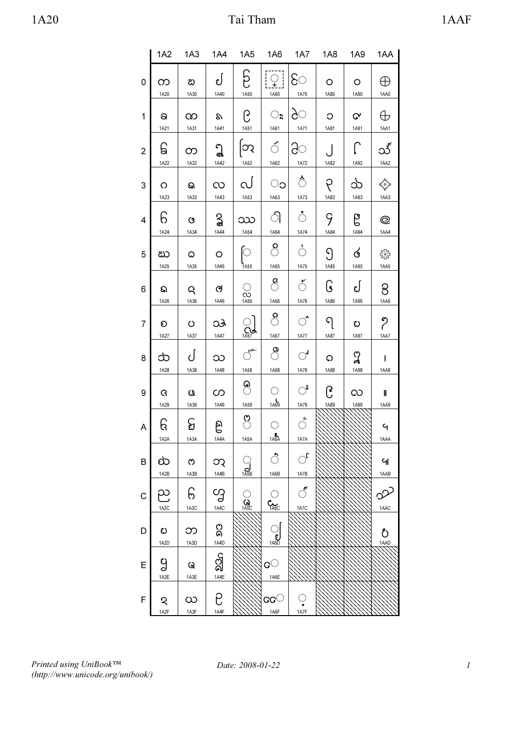| | 1A2 | 1A3 | 1A4 | 1A5 | 1A6 | 1A7 | 1A8 | 1A9 | 1AA |
|---|---|---|---|---|---|---|---|---|---|
| 0 | ᨠ 1A20 | ᨰ 1A30 | ᩀ 1A40 | ᩐ 1A50 | ◌᩠ 1A60 | ᩰ 1A70 | ᪀ 1A80 | ᪐ 1A90 | ᪠ 1AA0 |
| 1 | ᨡ 1A21 | ᨱ 1A31 | ᩁ 1A41 | ᩑ 1A51 | ◌ᩡ 1A61 | ᩱ 1A71 | ᪁ 1A81 | ᪑ 1A91 | ᪡ 1AA1 |
| 2 | ᨢ 1A22 | ᨲ 1A32 | ᩂ 1A42 | ᩒ 1A52 | ◌ᩢ 1A62 | ᩲ 1A72 | ᪂ 1A82 | ᪒ 1A92 | ᪢ 1AA2 |
| 3 | ᨣ 1A23 | ᨳ 1A33 | ᩃ 1A43 | ᩓ 1A53 | ◌ᩣ 1A63 | ◌ᩳ 1A73 | ᪃ 1A83 | ᪓ 1A93 | ᪣ 1AA3 |
| 4 | ᨤ 1A24 | ᨴ 1A34 | ᩄ 1A44 | ᩔ 1A54 | ◌ᩤ 1A64 | ◌ᩴ 1A74 | ᪄ 1A84 | ᪔ 1A94 | ᪤ 1AA4 |
| 5 | ᨥ 1A25 | ᨵ 1A35 | ᩅ 1A45 | ◌ᩕ 1A55 | ◌ᩥ 1A65 | ◌᩵ 1A75 | ᪅ 1A85 | ᪕ 1A95 | ᪥ 1AA5 |
| 6 | ᨦ 1A26 | ᨶ 1A36 | ᩆ 1A46 | ◌ᩖ 1A56 | ◌ᩦ 1A66 | ◌᩶ 1A76 | ᪆ 1A86 | ᪖ 1A96 | ᪦ 1AA6 |
| 7 | ᨧ 1A27 | ᨷ 1A37 | ᩇ 1A47 | ◌ᩗ 1A57 | ◌ᩧ 1A67 | ◌᩷ 1A77 | ᪇ 1A87 | ᪗ 1A97 | ᪧ 1AA7 |
| 8 | ᨨ 1A28 | ᨸ 1A38 | ᩈ 1A48 | ◌ᩘ 1A58 | ◌ᩨ 1A68 | ◌᩸ 1A78 | ᪈ 1A88 | ᪘ 1A98 | ᪨ 1AA8 |
| 9 | ᨩ 1A29 | ᨹ 1A39 | ᩉ 1A49 | ◌ᩙ 1A59 | ◌ᩩ 1A69 | ◌᩹ 1A79 | ᪉ 1A89 | ᪙ 1A99 | ᪩ 1AA9 |
| A | ᨪ 1A2A | ᨺ 1A3A | ᩊ 1A4A | ◌ᩚ 1A5A | ◌ᩪ 1A6A | ◌᩺ 1A7A | | | ᪪ 1AAA |
| B | ᨫ 1A2B | ᨻ 1A3B | ᩋ 1A4B | ◌ᩛ 1A5B | ◌ᩫ 1A6B | ◌᩻ 1A7B | | | ᪫ 1AAB |
| C | ᨬ 1A2C | ᨼ 1A3C | ᩌ 1A4C | ◌ᩜ 1A5C | ◌ᩬ 1A6C | ◌᩼ 1A7C | | | ᪬ 1AAC |
| D | ᨭ 1A2D | ᨽ 1A3D | ᩍ 1A4D | | ◌ᩭ 1A6D | | | | ᪭ 1AAD |
| E | ᨮ 1A2E | ᨾ 1A3E | ᩎ 1A4E | | ◌ᩮ 1A6E | | | | |
| F | ᨯ 1A2F | ᨿ 1A3F | ᩏ 1A4F | | ◌ᩯ 1A6F | ◌᩿ 1A7F | | | |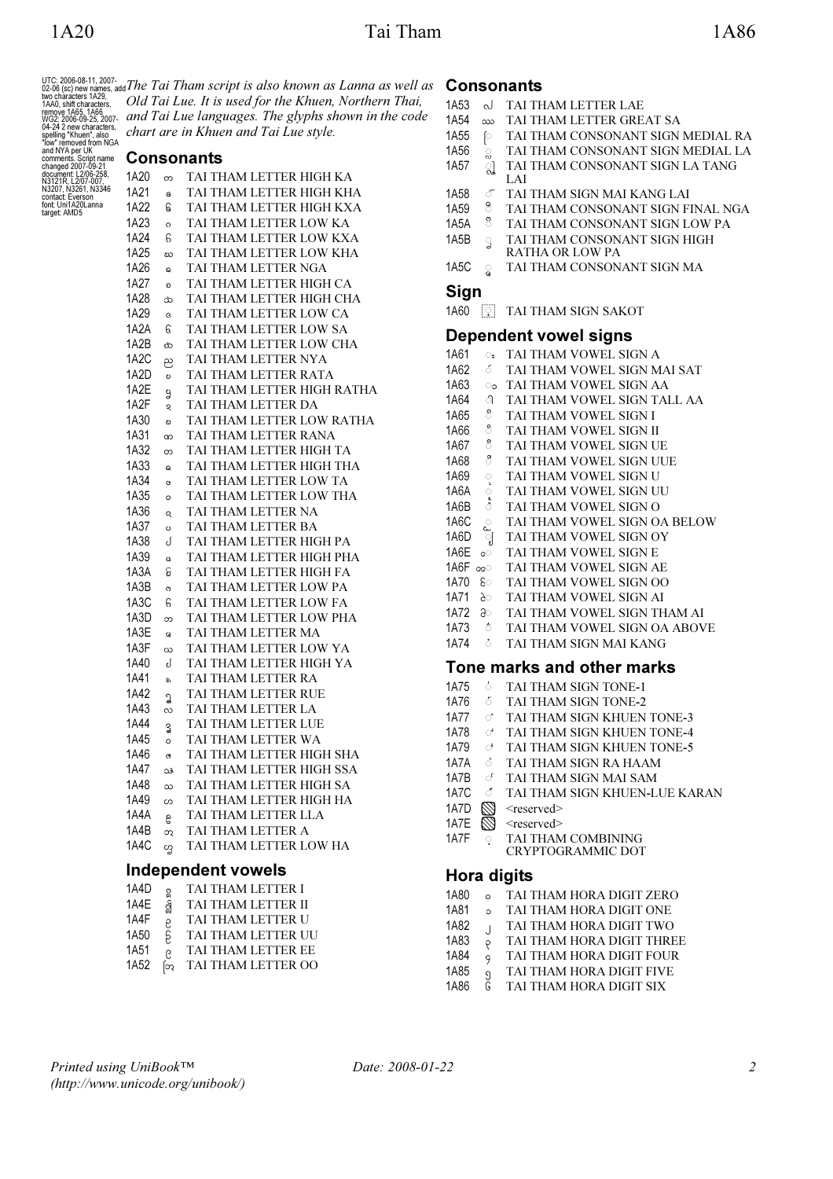UTC: 2006-08-11, 2007-02-06 (sc) new names, add two characters 1A29, 1AA0, shift characters, remove 1A65, 1A66 WG2: 2006-09-25, 2007-04-24 2 new characters, spelling "Khuen", also "low" removed from NGA and NYA per UK comments. Script name changed 2007-09-21 document: L2/06-258, N3121R, L2/07-007, N3207, N3261, N3346 contact: Everson font: Uni1A20Lanna target: AMD5

*The Tai Tham script is also known as Lanna as well as Old Tai Lue. It is used for the Khuen, Northern Thai, and Tai Lue languages. The glyphs shown in the code chart are in Khuen and Tai Lue style.*

## Consonants

| Code | Glyph | Name |
|---|---|---|
| 1A20 | ᨠ | TAI THAM LETTER HIGH KA |
| 1A21 | ᨡ | TAI THAM LETTER HIGH KHA |
| 1A22 | ᨢ | TAI THAM LETTER HIGH KXA |
| 1A23 | ᨣ | TAI THAM LETTER LOW KA |
| 1A24 | ᨤ | TAI THAM LETTER LOW KXA |
| 1A25 | ᨥ | TAI THAM LETTER LOW KHA |
| 1A26 | ᨦ | TAI THAM LETTER NGA |
| 1A27 | ᨧ | TAI THAM LETTER HIGH CA |
| 1A28 | ᨨ | TAI THAM LETTER HIGH CHA |
| 1A29 | ᨩ | TAI THAM LETTER LOW CA |
| 1A2A | ᨪ | TAI THAM LETTER LOW SA |
| 1A2B | ᨫ | TAI THAM LETTER LOW CHA |
| 1A2C | ᨬ | TAI THAM LETTER NYA |
| 1A2D | ᨭ | TAI THAM LETTER RATA |
| 1A2E | ᨮ | TAI THAM LETTER HIGH RATHA |
| 1A2F | ᨯ | TAI THAM LETTER DA |
| 1A30 | ᨰ | TAI THAM LETTER LOW RATHA |
| 1A31 | ᨱ | TAI THAM LETTER RANA |
| 1A32 | ᨲ | TAI THAM LETTER HIGH TA |
| 1A33 | ᨳ | TAI THAM LETTER HIGH THA |
| 1A34 | ᨴ | TAI THAM LETTER LOW TA |
| 1A35 | ᨵ | TAI THAM LETTER LOW THA |
| 1A36 | ᨶ | TAI THAM LETTER NA |
| 1A37 | ᨷ | TAI THAM LETTER BA |
| 1A38 | ᨸ | TAI THAM LETTER HIGH PA |
| 1A39 | ᨹ | TAI THAM LETTER HIGH PHA |
| 1A3A | ᨺ | TAI THAM LETTER HIGH FA |
| 1A3B | ᨻ | TAI THAM LETTER LOW PA |
| 1A3C | ᨼ | TAI THAM LETTER LOW FA |
| 1A3D | ᨽ | TAI THAM LETTER LOW PHA |
| 1A3E | ᨾ | TAI THAM LETTER MA |
| 1A3F | ᨿ | TAI THAM LETTER LOW YA |
| 1A40 | ᩀ | TAI THAM LETTER HIGH YA |
| 1A41 | ᩁ | TAI THAM LETTER RA |
| 1A42 | ᩂ | TAI THAM LETTER RUE |
| 1A43 | ᩃ | TAI THAM LETTER LA |
| 1A44 | ᩄ | TAI THAM LETTER LUE |
| 1A45 | ᩅ | TAI THAM LETTER WA |
| 1A46 | ᩆ | TAI THAM LETTER HIGH SHA |
| 1A47 | ᩇ | TAI THAM LETTER HIGH SSA |
| 1A48 | ᩈ | TAI THAM LETTER HIGH SA |
| 1A49 | ᩉ | TAI THAM LETTER HIGH HA |
| 1A4A | ᩊ | TAI THAM LETTER LLA |
| 1A4B | ᩋ | TAI THAM LETTER A |
| 1A4C | ᩌ | TAI THAM LETTER LOW HA |

## Independent vowels

| Code | Glyph | Name |
|---|---|---|
| 1A4D | ᩍ | TAI THAM LETTER I |
| 1A4E | ᩎ | TAI THAM LETTER II |
| 1A4F | ᩏ | TAI THAM LETTER U |
| 1A50 | ᩐ | TAI THAM LETTER UU |
| 1A51 | ᩑ | TAI THAM LETTER EE |
| 1A52 | ᩒ | TAI THAM LETTER OO |

## Consonants

| Code | Glyph | Name |
|---|---|---|
| 1A53 | ᩓ | TAI THAM LETTER LAE |
| 1A54 | ᩔ | TAI THAM LETTER GREAT SA |
| 1A55 | ◌ᩕ | TAI THAM CONSONANT SIGN MEDIAL RA |
| 1A56 | ◌ᩖ | TAI THAM CONSONANT SIGN MEDIAL LA |
| 1A57 | ◌ᩗ | TAI THAM CONSONANT SIGN LA TANG LAI |
| 1A58 | ◌ᩘ | TAI THAM SIGN MAI KANG LAI |
| 1A59 | ◌ᩙ | TAI THAM CONSONANT SIGN FINAL NGA |
| 1A5A | ◌ᩚ | TAI THAM CONSONANT SIGN LOW PA |
| 1A5B | ◌ᩛ | TAI THAM CONSONANT SIGN HIGH RATHA OR LOW PA |
| 1A5C | ◌ᩜ | TAI THAM CONSONANT SIGN MA |

## Sign

| Code | Glyph | Name |
|---|---|---|
| 1A60 | ᩠ | TAI THAM SIGN SAKOT |

## Dependent vowel signs

| Code | Glyph | Name |
|---|---|---|
| 1A61 | ◌ᩡ | TAI THAM VOWEL SIGN A |
| 1A62 | ◌ᩢ | TAI THAM VOWEL SIGN MAI SAT |
| 1A63 | ◌ᩣ | TAI THAM VOWEL SIGN AA |
| 1A64 | ◌ᩤ | TAI THAM VOWEL SIGN TALL AA |
| 1A65 | ◌ᩥ | TAI THAM VOWEL SIGN I |
| 1A66 | ◌ᩦ | TAI THAM VOWEL SIGN II |
| 1A67 | ◌ᩧ | TAI THAM VOWEL SIGN UE |
| 1A68 | ◌ᩨ | TAI THAM VOWEL SIGN UUE |
| 1A69 | ◌ᩩ | TAI THAM VOWEL SIGN U |
| 1A6A | ◌ᩪ | TAI THAM VOWEL SIGN UU |
| 1A6B | ◌ᩫ | TAI THAM VOWEL SIGN O |
| 1A6C | ◌ᩬ | TAI THAM VOWEL SIGN OA BELOW |
| 1A6D | ◌ᩭ | TAI THAM VOWEL SIGN OY |
| 1A6E | ᩮ◌ | TAI THAM VOWEL SIGN E |
| 1A6F | ᩯ◌ | TAI THAM VOWEL SIGN AE |
| 1A70 | ᩰ◌ | TAI THAM VOWEL SIGN OO |
| 1A71 | ᩱ◌ | TAI THAM VOWEL SIGN AI |
| 1A72 | ᩲ◌ | TAI THAM VOWEL SIGN THAM AI |
| 1A73 | ◌ᩳ | TAI THAM VOWEL SIGN OA ABOVE |
| 1A74 | ◌ᩴ | TAI THAM SIGN MAI KANG |

## Tone marks and other marks

| Code | Glyph | Name |
|---|---|---|
| 1A75 | ◌᩵ | TAI THAM SIGN TONE-1 |
| 1A76 | ◌᩶ | TAI THAM SIGN TONE-2 |
| 1A77 | ◌᩷ | TAI THAM SIGN KHUEN TONE-3 |
| 1A78 | ◌᩸ | TAI THAM SIGN KHUEN TONE-4 |
| 1A79 | ◌᩹ | TAI THAM SIGN KHUEN TONE-5 |
| 1A7A | ◌᩺ | TAI THAM SIGN RA HAAM |
| 1A7B | ◌᩻ | TAI THAM SIGN MAI SAM |
| 1A7C | ◌᩼ | TAI THAM SIGN KHUEN-LUE KARAN |
| 1A7D | | <reserved> |
| 1A7E | | <reserved> |
| 1A7F | ◌᩿ | TAI THAM COMBINING CRYPTOGRAMMIC DOT |

## Hora digits

| Code | Glyph | Name |
|---|---|---|
| 1A80 | ᪀ | TAI THAM HORA DIGIT ZERO |
| 1A81 | ᪁ | TAI THAM HORA DIGIT ONE |
| 1A82 | ᪂ | TAI THAM HORA DIGIT TWO |
| 1A83 | ᪃ | TAI THAM HORA DIGIT THREE |
| 1A84 | ᪄ | TAI THAM HORA DIGIT FOUR |
| 1A85 | ᪅ | TAI THAM HORA DIGIT FIVE |
| 1A86 | ᪆ | TAI THAM HORA DIGIT SIX |

*Printed using UniBook™ (http://www.unicode.org/unibook/)*

*Date: 2008-01-22*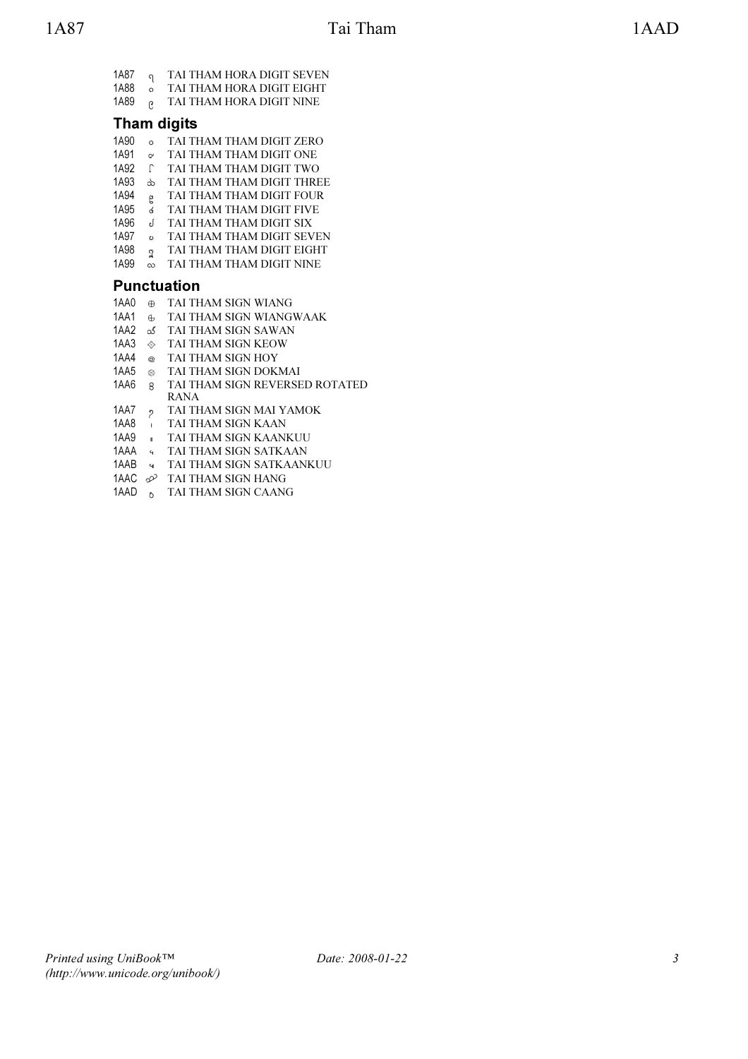1A87 ᪇ TAI THAM HORA DIGIT SEVEN
1A88 ᪈ TAI THAM HORA DIGIT EIGHT
1A89 ᪉ TAI THAM HORA DIGIT NINE

## Tham digits

1A90 ᪐ TAI THAM THAM DIGIT ZERO
1A91 ᪑ TAI THAM THAM DIGIT ONE
1A92 ᪒ TAI THAM THAM DIGIT TWO
1A93 ᪓ TAI THAM THAM DIGIT THREE
1A94 ᪔ TAI THAM THAM DIGIT FOUR
1A95 ᪕ TAI THAM THAM DIGIT FIVE
1A96 ᪖ TAI THAM THAM DIGIT SIX
1A97 ᪗ TAI THAM THAM DIGIT SEVEN
1A98 ᪘ TAI THAM THAM DIGIT EIGHT
1A99 ᪙ TAI THAM THAM DIGIT NINE

## Punctuation

1AA0 ᪠ TAI THAM SIGN WIANG
1AA1 ᪡ TAI THAM SIGN WIANGWAAK
1AA2 ᪢ TAI THAM SIGN SAWAN
1AA3 ᪣ TAI THAM SIGN KEOW
1AA4 ᪤ TAI THAM SIGN HOY
1AA5 ᪥ TAI THAM SIGN DOKMAI
1AA6 ᪦ TAI THAM SIGN REVERSED ROTATED RANA
1AA7 ᪧ TAI THAM SIGN MAI YAMOK
1AA8 ᪨ TAI THAM SIGN KAAN
1AA9 ᪩ TAI THAM SIGN KAANKUU
1AAA ᪪ TAI THAM SIGN SATKAAN
1AAB ᪫ TAI THAM SIGN SATKAANKUU
1AAC ᪬ TAI THAM SIGN HANG
1AAD ᪭ TAI THAM SIGN CAANG

*Printed using UniBook™ (http://www.unicode.org/unibook/)* *Date: 2008-01-22*